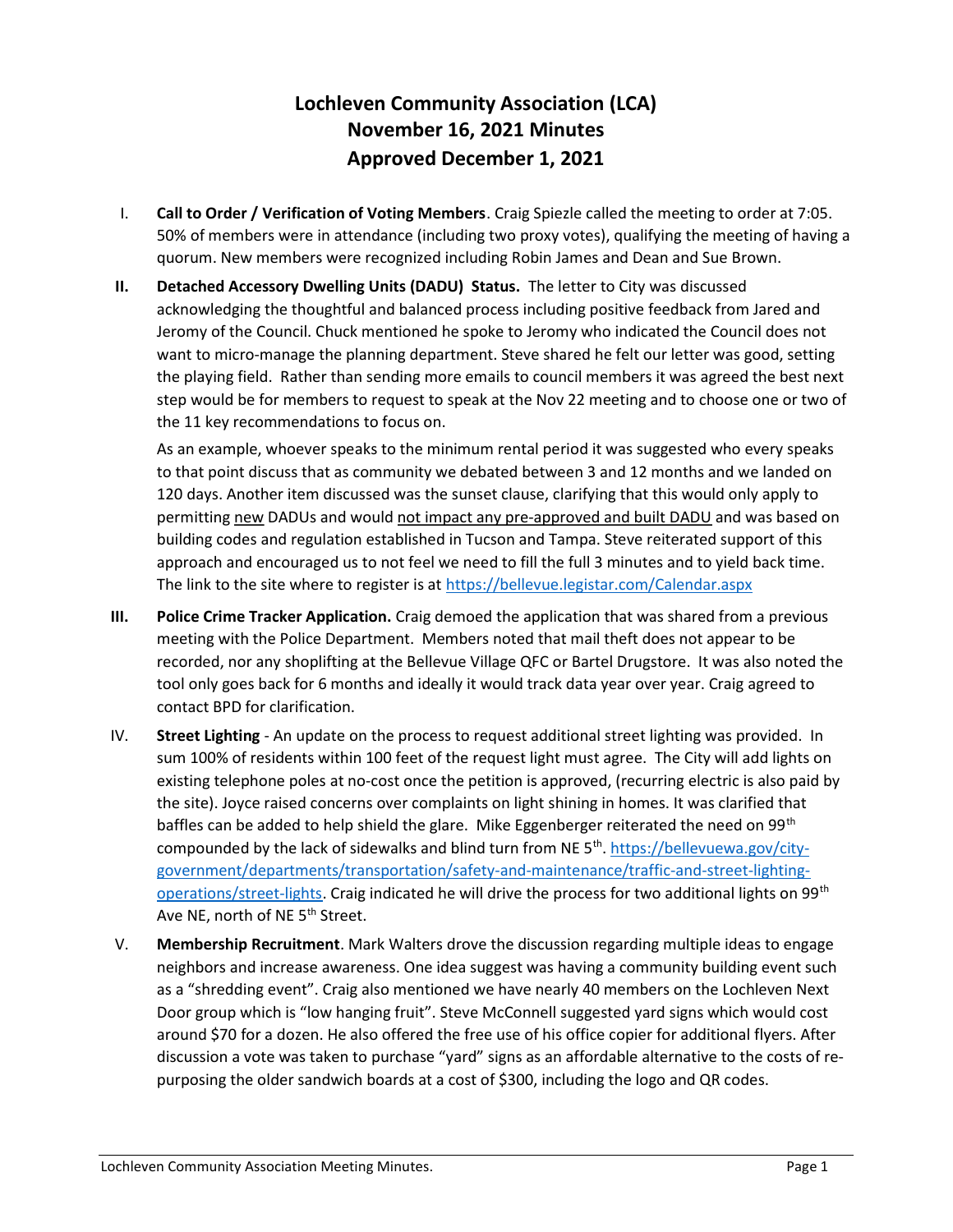# Lochleven Community Association (LCA)
# November 16, 2021 Minutes
# Approved December 1, 2021

I. **Call to Order / Verification of Voting Members**. Craig Spiezle called the meeting to order at 7:05. 50% of members were in attendance (including two proxy votes), qualifying the meeting of having a quorum. New members were recognized including Robin James and Dean and Sue Brown.

**II. Detached Accessory Dwelling Units (DADU) Status.** The letter to City was discussed acknowledging the thoughtful and balanced process including positive feedback from Jared and Jeromy of the Council. Chuck mentioned he spoke to Jeromy who indicated the Council does not want to micro-manage the planning department. Steve shared he felt our letter was good, setting the playing field. Rather than sending more emails to council members it was agreed the best next step would be for members to request to speak at the Nov 22 meeting and to choose one or two of the 11 key recommendations to focus on.

As an example, whoever speaks to the minimum rental period it was suggested who every speaks to that point discuss that as community we debated between 3 and 12 months and we landed on 120 days. Another item discussed was the sunset clause, clarifying that this would only apply to permitting <u>new</u> DADUs and would <u>not impact any pre-approved and built DADU</u> and was based on building codes and regulation established in Tucson and Tampa. Steve reiterated support of this approach and encouraged us to not feel we need to fill the full 3 minutes and to yield back time. The link to the site where to register is at https://bellevue.legistar.com/Calendar.aspx

**III. Police Crime Tracker Application.** Craig demoed the application that was shared from a previous meeting with the Police Department. Members noted that mail theft does not appear to be recorded, nor any shoplifting at the Bellevue Village QFC or Bartel Drugstore. It was also noted the tool only goes back for 6 months and ideally it would track data year over year. Craig agreed to contact BPD for clarification.

IV. **Street Lighting** - An update on the process to request additional street lighting was provided. In sum 100% of residents within 100 feet of the request light must agree. The City will add lights on existing telephone poles at no-cost once the petition is approved, (recurring electric is also paid by the site). Joyce raised concerns over complaints on light shining in homes. It was clarified that baffles can be added to help shield the glare. Mike Eggenberger reiterated the need on 99th compounded by the lack of sidewalks and blind turn from NE 5th. https://bellevuewa.gov/city-government/departments/transportation/safety-and-maintenance/traffic-and-street-lighting-operations/street-lights. Craig indicated he will drive the process for two additional lights on 99th Ave NE, north of NE 5th Street.

V. **Membership Recruitment**. Mark Walters drove the discussion regarding multiple ideas to engage neighbors and increase awareness. One idea suggest was having a community building event such as a "shredding event". Craig also mentioned we have nearly 40 members on the Lochleven Next Door group which is "low hanging fruit". Steve McConnell suggested yard signs which would cost around $70 for a dozen. He also offered the free use of his office copier for additional flyers. After discussion a vote was taken to purchase "yard" signs as an affordable alternative to the costs of re-purposing the older sandwich boards at a cost of $300, including the logo and QR codes.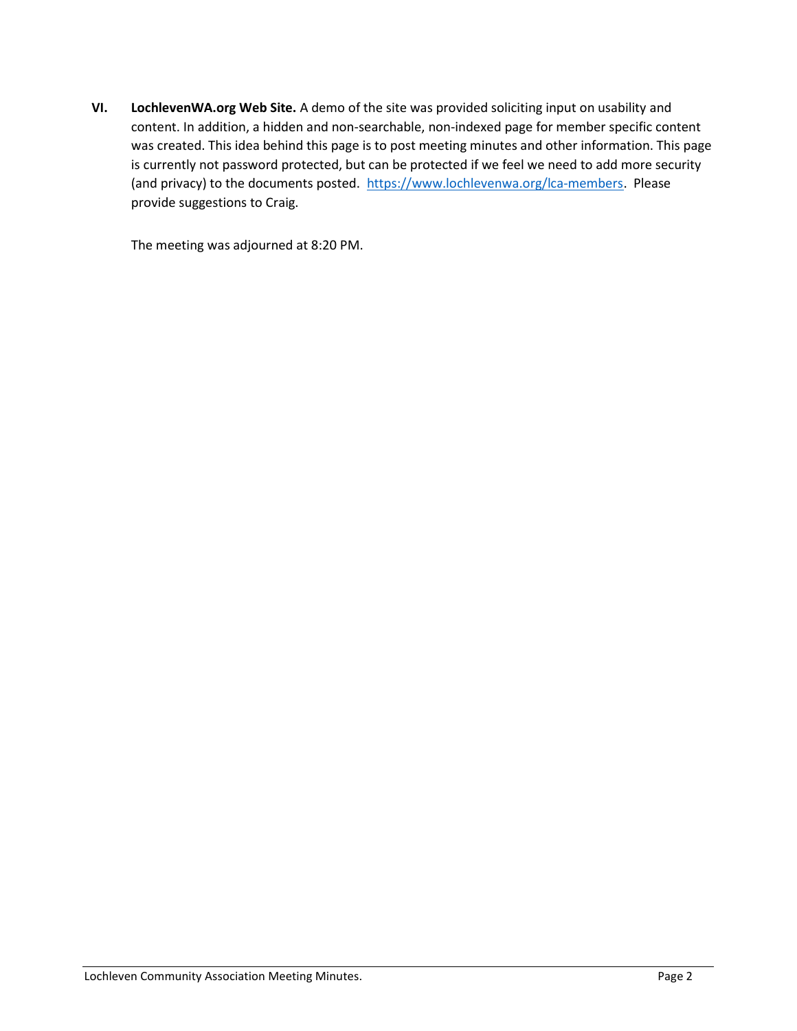**VI. LochlevenWA.org Web Site.** A demo of the site was provided soliciting input on usability and content. In addition, a hidden and non-searchable, non-indexed page for member specific content was created. This idea behind this page is to post meeting minutes and other information. This page is currently not password protected, but can be protected if we feel we need to add more security (and privacy) to the documents posted. [https://www.lochlevenwa.org/lca-members](https://www.lochlevenwa.org/lca-members). Please provide suggestions to Craig.

The meeting was adjourned at 8:20 PM.